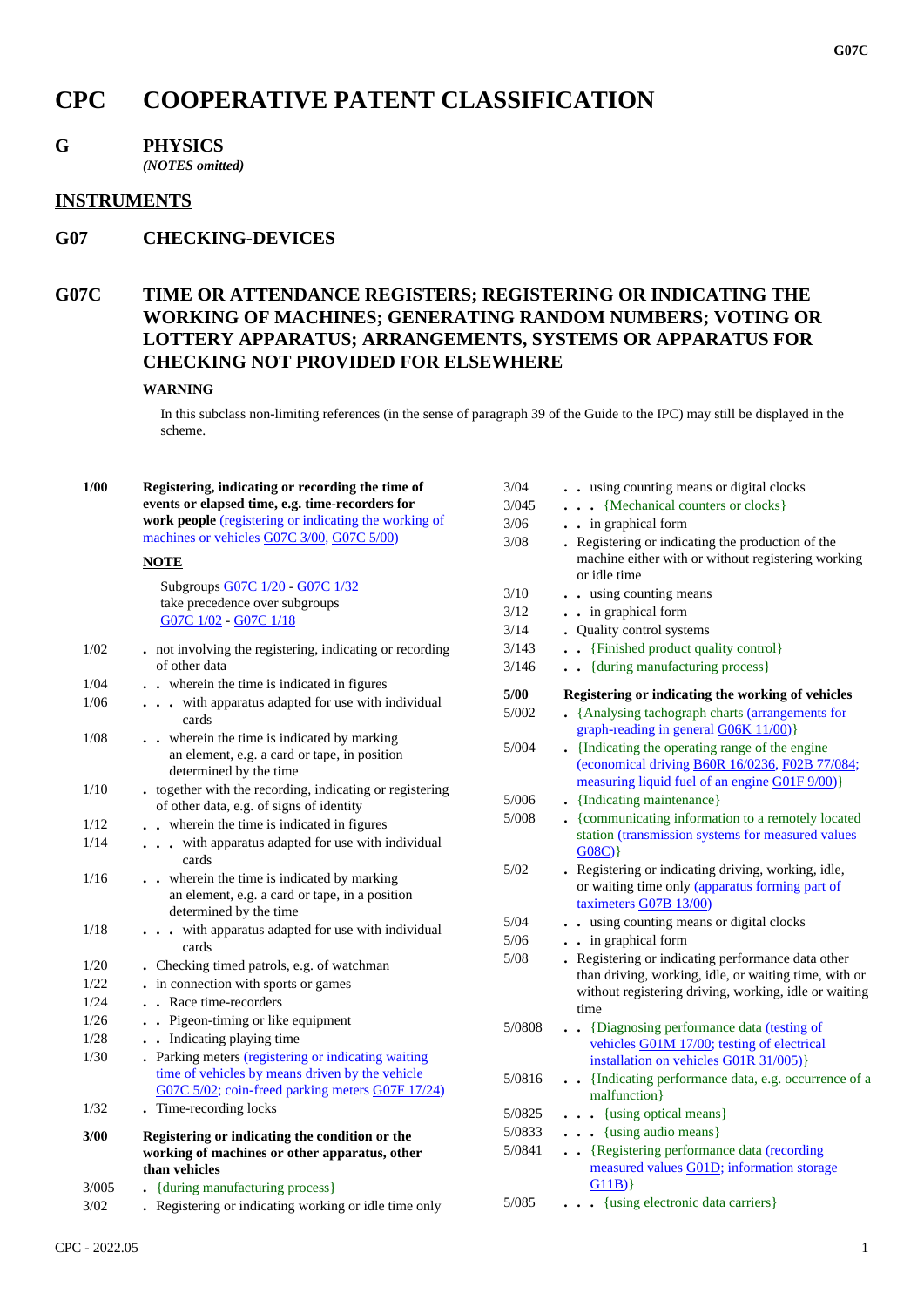# CPC COOPERATIVE PATENT CLASSIFICATION

## G PHYSICS

*(NOTES omitted)*

## INSTRUMENTS

## G07 CHECKING-DEVICES

## G07C TIME OR ATTENDANCE REGISTERS; REGISTERING OR INDICATING THE WORKING OF MACHINES; GENERATING RANDOM NUMBERS; VOTING OR LOTTERY APPARATUS; ARRANGEMENTS, SYSTEMS OR APPARATUS FOR CHECKING NOT PROVIDED FOR ELSEWHERE

**WARNING**

In this subclass non-limiting references (in the sense of paragraph 39 of the Guide to the IPC) may still be displayed in the scheme.

**1/00** **Registering, indicating or recording the time of events or elapsed time, e.g. time-recorders for work people** (registering or indicating the working of machines or vehicles G07C 3/00, G07C 5/00)

**NOTE**

Subgroups G07C 1/20 - G07C 1/32 take precedence over subgroups G07C 1/02 - G07C 1/18

1/02 . not involving the registering, indicating or recording of other data

1/04 . . wherein the time is indicated in figures

1/06 . . . with apparatus adapted for use with individual cards

1/08 . . wherein the time is indicated by marking an element, e.g. a card or tape, in position determined by the time

1/10 . together with the recording, indicating or registering of other data, e.g. of signs of identity

1/12 . . wherein the time is indicated in figures

1/14 . . . with apparatus adapted for use with individual cards

1/16 . . wherein the time is indicated by marking an element, e.g. a card or tape, in a position determined by the time

1/18 . . . with apparatus adapted for use with individual cards

1/20 . Checking timed patrols, e.g. of watchman

1/22 . in connection with sports or games

1/24 . . Race time-recorders

1/26 . . Pigeon-timing or like equipment

1/28 . . Indicating playing time

1/30 . Parking meters (registering or indicating waiting time of vehicles by means driven by the vehicle G07C 5/02; coin-freed parking meters G07F 17/24)

1/32 . Time-recording locks

**3/00** **Registering or indicating the condition or the working of machines or other apparatus, other than vehicles**

3/005 . {during manufacturing process}

3/02 . Registering or indicating working or idle time only

3/04 . . using counting means or digital clocks

3/045 . . . {Mechanical counters or clocks}

3/06 . . in graphical form

3/08 . Registering or indicating the production of the machine either with or without registering working or idle time

3/10 . . using counting means

3/12 . . in graphical form

3/14 . Quality control systems

3/143 . . {Finished product quality control}

3/146 . . {during manufacturing process}

**5/00** **Registering or indicating the working of vehicles**

5/002 . {Analysing tachograph charts (arrangements for graph-reading in general G06K 11/00)}

5/004 . {Indicating the operating range of the engine (economical driving B60R 16/0236, F02B 77/084; measuring liquid fuel of an engine G01F 9/00)}

5/006 . {Indicating maintenance}

5/008 . {communicating information to a remotely located station (transmission systems for measured values G08C)}

5/02 . Registering or indicating driving, working, idle, or waiting time only (apparatus forming part of taximeters G07B 13/00)

5/04 . . using counting means or digital clocks

5/06 . . in graphical form

5/08 . Registering or indicating performance data other than driving, working, idle, or waiting time, with or without registering driving, working, idle or waiting time

5/0808 . . {Diagnosing performance data (testing of vehicles G01M 17/00; testing of electrical installation on vehicles G01R 31/005)}

5/0816 . . {Indicating performance data, e.g. occurrence of a malfunction}

5/0825 . . . {using optical means}

5/0833 . . . {using audio means}

5/0841 . . {Registering performance data (recording measured values G01D; information storage G11B)}

5/085 . . . {using electronic data carriers}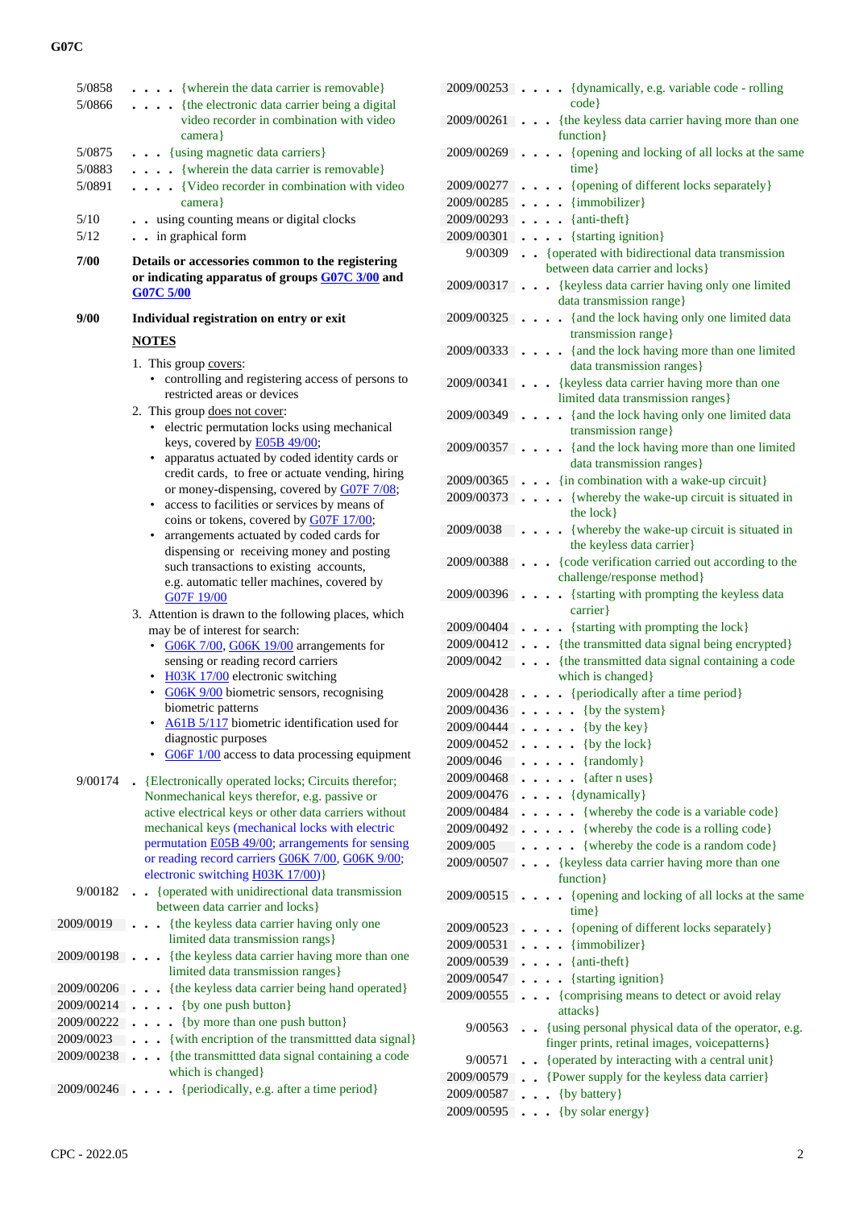| | | |
|---|---|---|
| 5/0858 | . . . . | {wherein the data carrier is removable} |
| 5/0866 | . . . . | {the electronic data carrier being a digital video recorder in combination with video camera} |
| 5/0875 | . . . | {using magnetic data carriers} |
| 5/0883 | . . . . | {wherein the data carrier is removable} |
| 5/0891 | . . . . | {Video recorder in combination with video camera} |
| 5/10 | . . | using counting means or digital clocks |
| 5/12 | . . | in graphical form |
| **7/00** | | **Details or accessories common to the registering or indicating apparatus of groups G07C 3/00 and G07C 5/00** |
| **9/00** | | **Individual registration on entry or exit** |

**NOTES**

1. This group covers:
   - controlling and registering access of persons to restricted areas or devices
2. This group does not cover:
   - electric permutation locks using mechanical keys, covered by E05B 49/00;
   - apparatus actuated by coded identity cards or credit cards, to free or actuate vending, hiring or money-dispensing, covered by G07F 7/08;
   - access to facilities or services by means of coins or tokens, covered by G07F 17/00;
   - arrangements actuated by coded cards for dispensing or receiving money and posting such transactions to existing accounts, e.g. automatic teller machines, covered by G07F 19/00
3. Attention is drawn to the following places, which may be of interest for search:
   - G06K 7/00, G06K 19/00 arrangements for sensing or reading record carriers
   - H03K 17/00 electronic switching
   - G06K 9/00 biometric sensors, recognising biometric patterns
   - A61B 5/117 biometric identification used for diagnostic purposes
   - G06F 1/00 access to data processing equipment

| | | |
|---|---|---|
| 9/00174 | . | {Electronically operated locks; Circuits therefor; Nonmechanical keys therefor, e.g. passive or active electrical keys or other data carriers without mechanical keys (mechanical locks with electric permutation E05B 49/00; arrangements for sensing or reading record carriers G06K 7/00, G06K 9/00; electronic switching H03K 17/00)} |
| 9/00182 | . . | {operated with unidirectional data transmission between data carrier and locks} |
| 2009/0019 | . . . | {the keyless data carrier having only one limited data transmission rangs} |
| 2009/00198 | . . . | {the keyless data carrier having more than one limited data transmission ranges} |
| 2009/00206 | . . . | {the keyless data carrier being hand operated} |
| 2009/00214 | . . . . | {by one push button} |
| 2009/00222 | . . . . | {by more than one push button} |
| 2009/0023 | . . . | {with encription of the transmittted data signal} |
| 2009/00238 | . . . | {the transmittted data signal containing a code which is changed} |
| 2009/00246 | . . . . | {periodically, e.g. after a time period} |
| 2009/00253 | . . . . | {dynamically, e.g. variable code - rolling code} |
| 2009/00261 | . . . | {the keyless data carrier having more than one function} |
| 2009/00269 | . . . . | {opening and locking of all locks at the same time} |
| 2009/00277 | . . . . | {opening of different locks separately} |
| 2009/00285 | . . . . | {immobilizer} |
| 2009/00293 | . . . . | {anti-theft} |
| 2009/00301 | . . . . | {starting ignition} |
| 9/00309 | . . | {operated with bidirectional data transmission between data carrier and locks} |
| 2009/00317 | . . . | {keyless data carrier having only one limited data transmission range} |
| 2009/00325 | . . . . | {and the lock having only one limited data transmission range} |
| 2009/00333 | . . . . | {and the lock having more than one limited data transmission ranges} |
| 2009/00341 | . . . | {keyless data carrier having more than one limited data transmission ranges} |
| 2009/00349 | . . . . | {and the lock having only one limited data transmission range} |
| 2009/00357 | . . . . | {and the lock having more than one limited data transmission ranges} |
| 2009/00365 | . . . | {in combination with a wake-up circuit} |
| 2009/00373 | . . . . | {whereby the wake-up circuit is situated in the lock} |
| 2009/0038 | . . . . | {whereby the wake-up circuit is situated in the keyless data carrier} |
| 2009/00388 | . . . | {code verification carried out according to the challenge/response method} |
| 2009/00396 | . . . . | {starting with prompting the keyless data carrier} |
| 2009/00404 | . . . . | {starting with prompting the lock} |
| 2009/00412 | . . . | {the transmitted data signal being encrypted} |
| 2009/0042 | . . . | {the transmitted data signal containing a code which is changed} |
| 2009/00428 | . . . . | {periodically after a time period} |
| 2009/00436 | . . . . . | {by the system} |
| 2009/00444 | . . . . . | {by the key} |
| 2009/00452 | . . . . . | {by the lock} |
| 2009/0046 | . . . . . | {randomly} |
| 2009/00468 | . . . . . | {after n uses} |
| 2009/00476 | . . . . | {dynamically} |
| 2009/00484 | . . . . . | {whereby the code is a variable code} |
| 2009/00492 | . . . . . | {whereby the code is a rolling code} |
| 2009/005 | . . . . . | {whereby the code is a random code} |
| 2009/00507 | . . . | {keyless data carrier having more than one function} |
| 2009/00515 | . . . . | {opening and locking of all locks at the same time} |
| 2009/00523 | . . . . | {opening of different locks separately} |
| 2009/00531 | . . . . | {immobilizer} |
| 2009/00539 | . . . . | {anti-theft} |
| 2009/00547 | . . . . | {starting ignition} |
| 2009/00555 | . . . | {comprising means to detect or avoid relay attacks} |
| 9/00563 | . . | {using personal physical data of the operator, e.g. finger prints, retinal images, voicepatterns} |
| 9/00571 | . . | {operated by interacting with a central unit} |
| 2009/00579 | . . | {Power supply for the keyless data carrier} |
| 2009/00587 | . . . | {by battery} |
| 2009/00595 | . . . | {by solar energy} |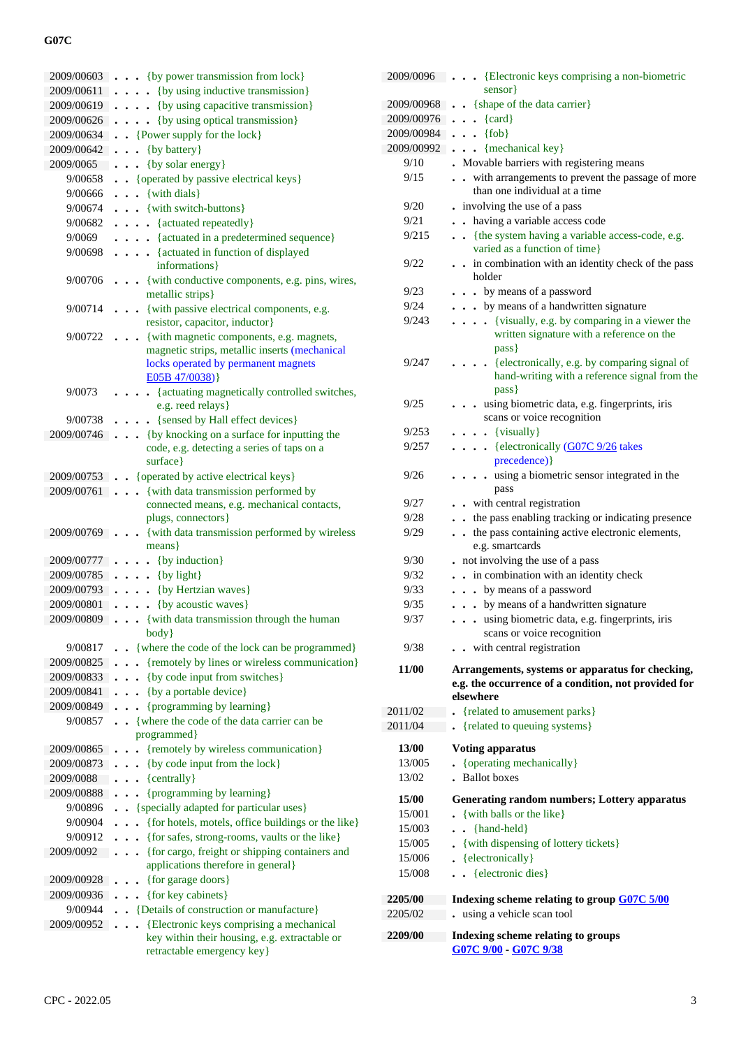| | |
|---|---|
| 2009/00603 | . . . {by power transmission from lock} |
| 2009/00611 | . . . . {by using inductive transmission} |
| 2009/00619 | . . . . {by using capacitive transmission} |
| 2009/00626 | . . . . {by using optical transmission} |
| 2009/00634 | . . {Power supply for the lock} |
| 2009/00642 | . . . {by battery} |
| 2009/0065 | . . . {by solar energy} |
| 9/00658 | . . {operated by passive electrical keys} |
| 9/00666 | . . . {with dials} |
| 9/00674 | . . . {with switch-buttons} |
| 9/00682 | . . . . {actuated repeatedly} |
| 9/0069 | . . . . {actuated in a predetermined sequence} |
| 9/00698 | . . . . {actuated in function of displayed informations} |
| 9/00706 | . . . {with conductive components, e.g. pins, wires, metallic strips} |
| 9/00714 | . . . {with passive electrical components, e.g. resistor, capacitor, inductor} |
| 9/00722 | . . . {with magnetic components, e.g. magnets, magnetic strips, metallic inserts (mechanical locks operated by permanent magnets E05B 47/0038)} |
| 9/0073 | . . . . {actuating magnetically controlled switches, e.g. reed relays} |
| 9/00738 | . . . . {sensed by Hall effect devices} |
| 2009/00746 | . . . {by knocking on a surface for inputting the code, e.g. detecting a series of taps on a surface} |
| 2009/00753 | . . {operated by active electrical keys} |
| 2009/00761 | . . . {with data transmission performed by connected means, e.g. mechanical contacts, plugs, connectors} |
| 2009/00769 | . . . {with data transmission performed by wireless means} |
| 2009/00777 | . . . . {by induction} |
| 2009/00785 | . . . . {by light} |
| 2009/00793 | . . . . {by Hertzian waves} |
| 2009/00801 | . . . . {by acoustic waves} |
| 2009/00809 | . . . {with data transmission through the human body} |
| 9/00817 | . . {where the code of the lock can be programmed} |
| 2009/00825 | . . . {remotely by lines or wireless communication} |
| 2009/00833 | . . . {by code input from switches} |
| 2009/00841 | . . . {by a portable device} |
| 2009/00849 | . . . {programming by learning} |
| 9/00857 | . . {where the code of the data carrier can be programmed} |
| 2009/00865 | . . . {remotely by wireless communication} |
| 2009/00873 | . . . {by code input from the lock} |
| 2009/0088 | . . . {centrally} |
| 2009/00888 | . . . {programming by learning} |
| 9/00896 | . . {specially adapted for particular uses} |
| 9/00904 | . . . {for hotels, motels, office buildings or the like} |
| 9/00912 | . . . {for safes, strong-rooms, vaults or the like} |
| 2009/0092 | . . . {for cargo, freight or shipping containers and applications therefore in general} |
| 2009/00928 | . . . {for garage doors} |
| 2009/00936 | . . . {for key cabinets} |
| 9/00944 | . . {Details of construction or manufacture} |
| 2009/00952 | . . . {Electronic keys comprising a mechanical key within their housing, e.g. extractable or retractable emergency key} |
| 2009/0096 | . . . {Electronic keys comprising a non-biometric sensor} |
| 2009/00968 | . . {shape of the data carrier} |
| 2009/00976 | . . . {card} |
| 2009/00984 | . . . {fob} |
| 2009/00992 | . . . {mechanical key} |
| 9/10 | . Movable barriers with registering means |
| 9/15 | . . with arrangements to prevent the passage of more than one individual at a time |
| 9/20 | . involving the use of a pass |
| 9/21 | . . having a variable access code |
| 9/215 | . . {the system having a variable access-code, e.g. varied as a function of time} |
| 9/22 | . . in combination with an identity check of the pass holder |
| 9/23 | . . . by means of a password |
| 9/24 | . . . by means of a handwritten signature |
| 9/243 | . . . . {visually, e.g. by comparing in a viewer the written signature with a reference on the pass} |
| 9/247 | . . . . {electronically, e.g. by comparing signal of hand-writing with a reference signal from the pass} |
| 9/25 | . . . using biometric data, e.g. fingerprints, iris scans or voice recognition |
| 9/253 | . . . . {visually} |
| 9/257 | . . . . {electronically (G07C 9/26 takes precedence)} |
| 9/26 | . . . . using a biometric sensor integrated in the pass |
| 9/27 | . . with central registration |
| 9/28 | . . the pass enabling tracking or indicating presence |
| 9/29 | . . the pass containing active electronic elements, e.g. smartcards |
| 9/30 | . not involving the use of a pass |
| 9/32 | . . in combination with an identity check |
| 9/33 | . . . by means of a password |
| 9/35 | . . . by means of a handwritten signature |
| 9/37 | . . . using biometric data, e.g. fingerprints, iris scans or voice recognition |
| 9/38 | . . with central registration |
| **11/00** | **Arrangements, systems or apparatus for checking, e.g. the occurrence of a condition, not provided for elsewhere** |
| 2011/02 | . {related to amusement parks} |
| 2011/04 | . {related to queuing systems} |
| **13/00** | **Voting apparatus** |
| 13/005 | . {operating mechanically} |
| 13/02 | . Ballot boxes |
| **15/00** | **Generating random numbers; Lottery apparatus** |
| 15/001 | . {with balls or the like} |
| 15/003 | . . {hand-held} |
| 15/005 | . {with dispensing of lottery tickets} |
| 15/006 | . {electronically} |
| 15/008 | . . {electronic dies} |
| **2205/00** | **Indexing scheme relating to group G07C 5/00** |
| 2205/02 | . using a vehicle scan tool |
| **2209/00** | **Indexing scheme relating to groups G07C 9/00 - G07C 9/38** |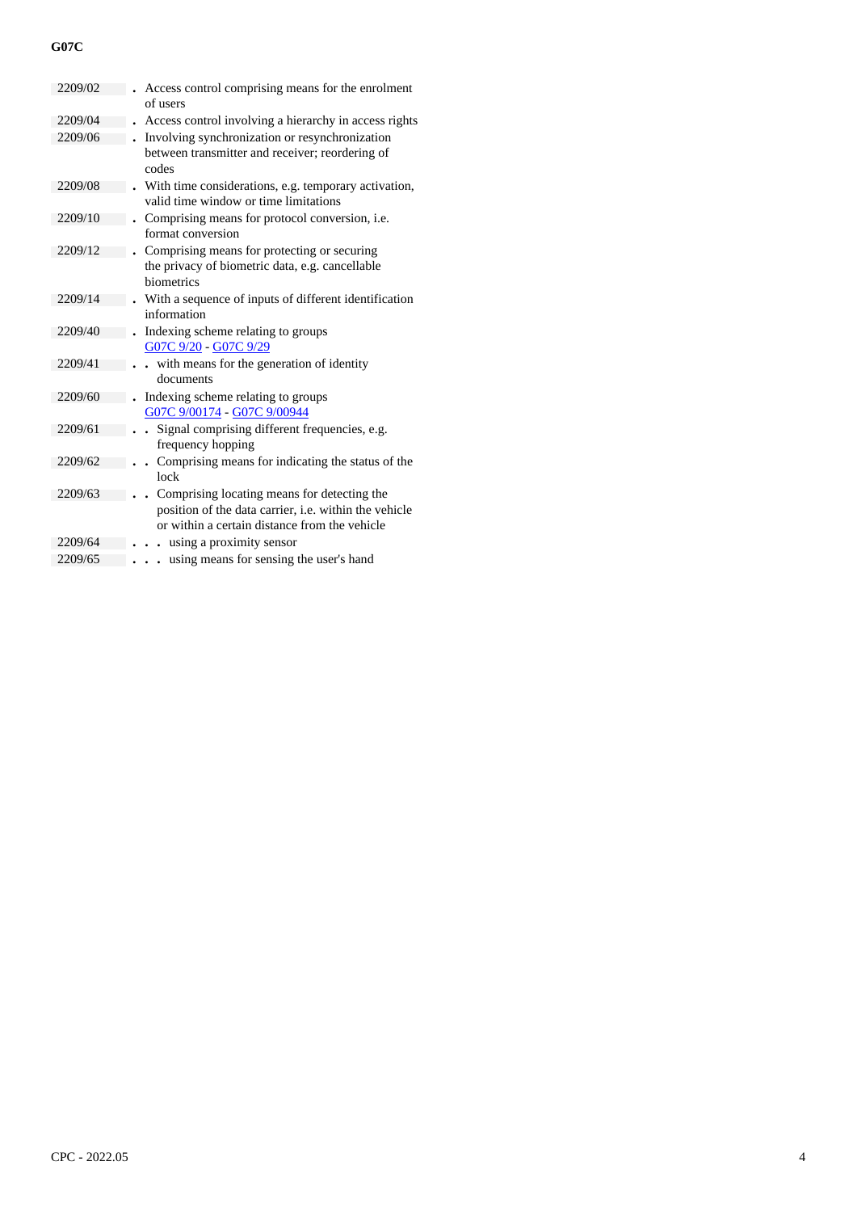| | |
|---|---|
| 2209/02 | . Access control comprising means for the enrolment of users |
| 2209/04 | . Access control involving a hierarchy in access rights |
| 2209/06 | . Involving synchronization or resynchronization between transmitter and receiver; reordering of codes |
| 2209/08 | . With time considerations, e.g. temporary activation, valid time window or time limitations |
| 2209/10 | . Comprising means for protocol conversion, i.e. format conversion |
| 2209/12 | . Comprising means for protecting or securing the privacy of biometric data, e.g. cancellable biometrics |
| 2209/14 | . With a sequence of inputs of different identification information |
| 2209/40 | . Indexing scheme relating to groups G07C 9/20 - G07C 9/29 |
| 2209/41 | . . with means for the generation of identity documents |
| 2209/60 | . Indexing scheme relating to groups G07C 9/00174 - G07C 9/00944 |
| 2209/61 | . . Signal comprising different frequencies, e.g. frequency hopping |
| 2209/62 | . . Comprising means for indicating the status of the lock |
| 2209/63 | . . Comprising locating means for detecting the position of the data carrier, i.e. within the vehicle or within a certain distance from the vehicle |
| 2209/64 | . . . using a proximity sensor |
| 2209/65 | . . . using means for sensing the user's hand |